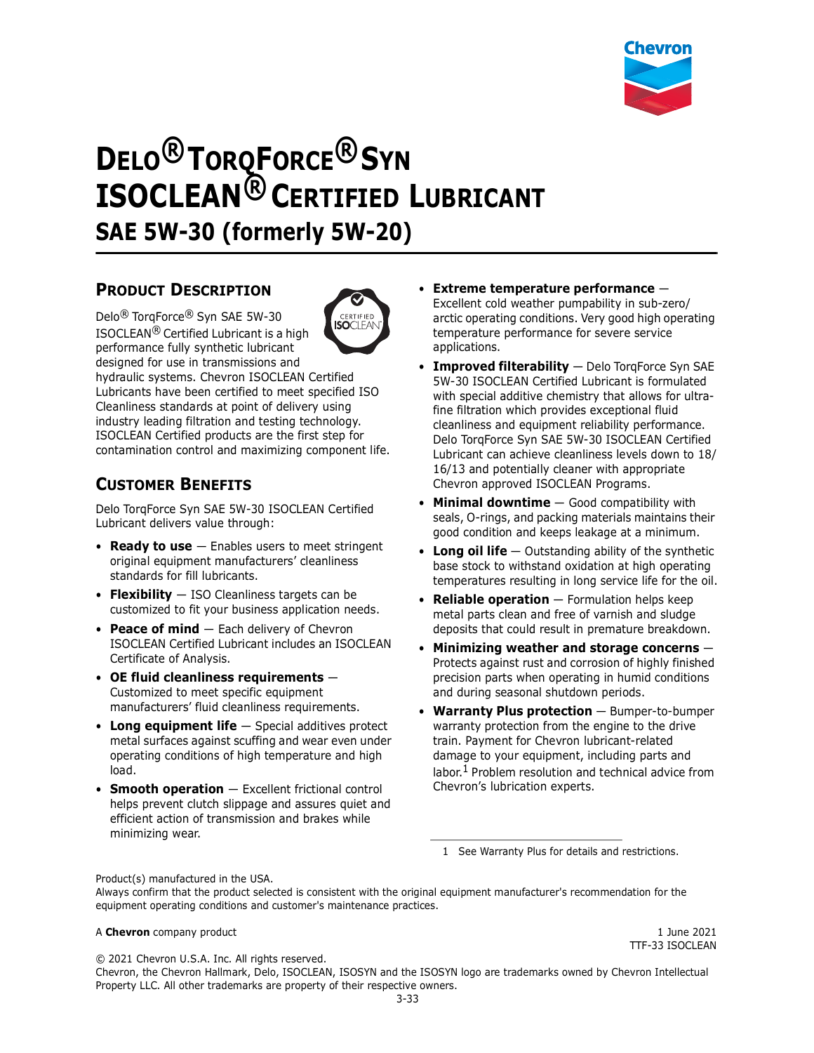# Delo® TorqForce® Syn ISOCLEAN® Certified Lubricant

## SAE 5W-30 (formerly 5W-20)

## Product Description

Delo® TorqForce® Syn SAE 5W-30 ISOCLEAN® Certified Lubricant is a high performance fully synthetic lubricant designed for use in transmissions and hydraulic systems. Chevron ISOCLEAN Certified Lubricants have been certified to meet specified ISO Cleanliness standards at point of delivery using industry leading filtration and testing technology. ISOCLEAN Certified products are the first step for contamination control and maximizing component life.

## Customer Benefits

Delo TorqForce Syn SAE 5W-30 ISOCLEAN Certified Lubricant delivers value through:

- **Ready to use** — Enables users to meet stringent original equipment manufacturers' cleanliness standards for fill lubricants.
- **Flexibility** — ISO Cleanliness targets can be customized to fit your business application needs.
- **Peace of mind** — Each delivery of Chevron ISOCLEAN Certified Lubricant includes an ISOCLEAN Certificate of Analysis.
- **OE fluid cleanliness requirements** — Customized to meet specific equipment manufacturers' fluid cleanliness requirements.
- **Long equipment life** — Special additives protect metal surfaces against scuffing and wear even under operating conditions of high temperature and high load.
- **Smooth operation** — Excellent frictional control helps prevent clutch slippage and assures quiet and efficient action of transmission and brakes while minimizing wear.
- **Extreme temperature performance** — Excellent cold weather pumpability in sub-zero/arctic operating conditions. Very good high operating temperature performance for severe service applications.
- **Improved filterability** — Delo TorqForce Syn SAE 5W-30 ISOCLEAN Certified Lubricant is formulated with special additive chemistry that allows for ultra-fine filtration which provides exceptional fluid cleanliness and equipment reliability performance. Delo TorqForce Syn SAE 5W-30 ISOCLEAN Certified Lubricant can achieve cleanliness levels down to 18/16/13 and potentially cleaner with appropriate Chevron approved ISOCLEAN Programs.
- **Minimal downtime** — Good compatibility with seals, O-rings, and packing materials maintains their good condition and keeps leakage at a minimum.
- **Long oil life** — Outstanding ability of the synthetic base stock to withstand oxidation at high operating temperatures resulting in long service life for the oil.
- **Reliable operation** — Formulation helps keep metal parts clean and free of varnish and sludge deposits that could result in premature breakdown.
- **Minimizing weather and storage concerns** — Protects against rust and corrosion of highly finished precision parts when operating in humid conditions and during seasonal shutdown periods.
- **Warranty Plus protection** — Bumper-to-bumper warranty protection from the engine to the drive train. Payment for Chevron lubricant-related damage to your equipment, including parts and labor.[1] Problem resolution and technical advice from Chevron's lubrication experts.

1 See Warranty Plus for details and restrictions.

Product(s) manufactured in the USA.
Always confirm that the product selected is consistent with the original equipment manufacturer's recommendation for the equipment operating conditions and customer's maintenance practices.

A **Chevron** company product

1 June 2021
TTF-33 ISOCLEAN

© 2021 Chevron U.S.A. Inc. All rights reserved.
Chevron, the Chevron Hallmark, Delo, ISOCLEAN, ISOSYN and the ISOSYN logo are trademarks owned by Chevron Intellectual Property LLC. All other trademarks are property of their respective owners.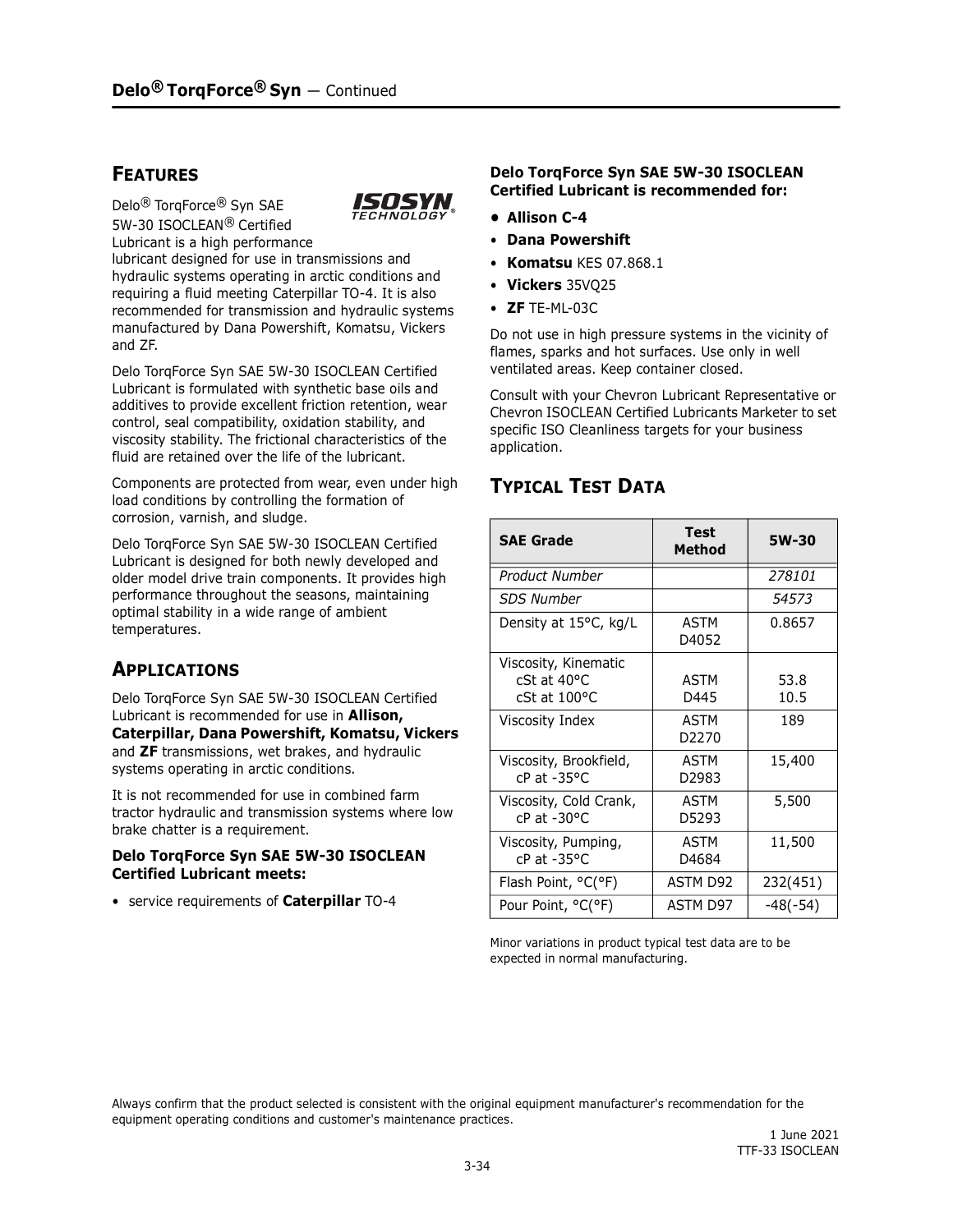## Features

Delo® TorqForce® Syn SAE 5W-30 ISOCLEAN® Certified Lubricant is a high performance lubricant designed for use in transmissions and hydraulic systems operating in arctic conditions and requiring a fluid meeting Caterpillar TO-4. It is also recommended for transmission and hydraulic systems manufactured by Dana Powershift, Komatsu, Vickers and ZF.

Delo TorqForce Syn SAE 5W-30 ISOCLEAN Certified Lubricant is formulated with synthetic base oils and additives to provide excellent friction retention, wear control, seal compatibility, oxidation stability, and viscosity stability. The frictional characteristics of the fluid are retained over the life of the lubricant.

Components are protected from wear, even under high load conditions by controlling the formation of corrosion, varnish, and sludge.

Delo TorqForce Syn SAE 5W-30 ISOCLEAN Certified Lubricant is designed for both newly developed and older model drive train components. It provides high performance throughout the seasons, maintaining optimal stability in a wide range of ambient temperatures.

## Applications

Delo TorqForce Syn SAE 5W-30 ISOCLEAN Certified Lubricant is recommended for use in **Allison, Caterpillar, Dana Powershift, Komatsu, Vickers** and **ZF** transmissions, wet brakes, and hydraulic systems operating in arctic conditions.

It is not recommended for use in combined farm tractor hydraulic and transmission systems where low brake chatter is a requirement.

**Delo TorqForce Syn SAE 5W-30 ISOCLEAN Certified Lubricant meets:**

- service requirements of **Caterpillar** TO-4

**Delo TorqForce Syn SAE 5W-30 ISOCLEAN Certified Lubricant is recommended for:**

- **Allison C-4**
- **Dana Powershift**
- **Komatsu** KES 07.868.1
- **Vickers** 35VQ25
- **ZF** TE-ML-03C

Do not use in high pressure systems in the vicinity of flames, sparks and hot surfaces. Use only in well ventilated areas. Keep container closed.

Consult with your Chevron Lubricant Representative or Chevron ISOCLEAN Certified Lubricants Marketer to set specific ISO Cleanliness targets for your business application.

## Typical Test Data

| SAE Grade | Test Method | 5W-30 |
|---|---|---|
| *Product Number* | | *278101* |
| *SDS Number* | | *54573* |
| Density at 15°C, kg/L | ASTM D4052 | 0.8657 |
| Viscosity, Kinematic<br>cSt at 40°C<br>cSt at 100°C | ASTM D445 | 53.8<br>10.5 |
| Viscosity Index | ASTM D2270 | 189 |
| Viscosity, Brookfield, cP at -35°C | ASTM D2983 | 15,400 |
| Viscosity, Cold Crank, cP at -30°C | ASTM D5293 | 5,500 |
| Viscosity, Pumping, cP at -35°C | ASTM D4684 | 11,500 |
| Flash Point, °C(°F) | ASTM D92 | 232(451) |
| Pour Point, °C(°F) | ASTM D97 | -48(-54) |

Minor variations in product typical test data are to be expected in normal manufacturing.

Always confirm that the product selected is consistent with the original equipment manufacturer's recommendation for the equipment operating conditions and customer's maintenance practices.

1 June 2021
TTF-33 ISOCLEAN